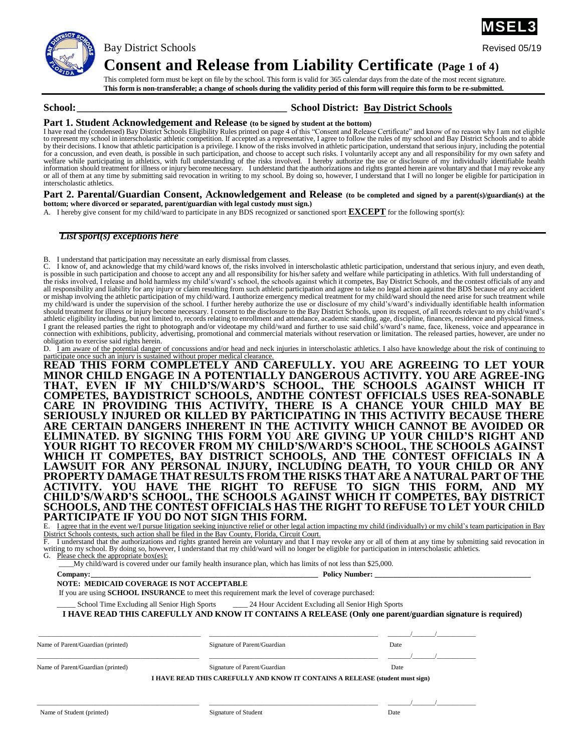MSEL3

Bay District Schools

Revised 05/19

# Consent and Release from Liability Certificate (Page 1 of 4)

This completed form must be kept on file by the school. This form is valid for 365 calendar days from the date of the most recent signature.
**This form is non-transferable; a change of schools during the validity period of this form will require this form to be re-submitted.**

**School:** ________________________________________ **School District:** **Bay District Schools**

## Part 1. Student Acknowledgement and Release (to be signed by student at the bottom)

I have read the (condensed) Bay District Schools Eligibility Rules printed on page 4 of this "Consent and Release Certificate" and know of no reason why I am not eligible to represent my school in interscholastic athletic competition. If accepted as a representative, I agree to follow the rules of my school and Bay District Schools and to abide by their decisions. I know that athletic participation is a privilege. I know of the risks involved in athletic participation, understand that serious injury, including the potential for a concussion, and even death, is possible in such participation, and choose to accept such risks. I voluntarily accept any and all responsibility for my own safety and welfare while participating in athletics, with full understanding of the risks involved. I hereby authorize the use or disclosure of my individually identifiable health information should treatment for illness or injury become necessary. I understand that the authorizations and rights granted herein are voluntary and that I may revoke any or all of them at any time by submitting said revocation in writing to my school. By doing so, however, I understand that I will no longer be eligible for participation in interscholastic athletics.

## Part 2. Parental/Guardian Consent, Acknowledgement and Release (to be completed and signed by a parent(s)/guardian(s) at the bottom; where divorced or separated, parent/guardian with legal custody must sign.)

A. I hereby give consent for my child/ward to participate in any BDS recognized or sanctioned sport **EXCEPT** for the following sport(s):

*List sport(s) exceptions here* ________________________________________

B. I understand that participation may necessitate an early dismissal from classes.

C. I know of, and acknowledge that my child/ward knows of, the risks involved in interscholastic athletic participation, understand that serious injury, and even death, is possible in such participation and choose to accept any and all responsibility for his/her safety and welfare while participating in athletics. With full understanding of the risks involved, I release and hold harmless my child's/ward's school, the schools against which it competes, Bay District Schools, and the contest officials of any and all responsibility and liability for any injury or claim resulting from such athletic participation and agree to take no legal action against the BDS because of any accident or mishap involving the athletic participation of my child/ward. I authorize emergency medical treatment for my child/ward should the need arise for such treatment while my child/ward is under the supervision of the school. I further hereby authorize the use or disclosure of my child's/ward's individually identifiable health information should treatment for illness or injury become necessary. I consent to the disclosure to the Bay District Schools, upon its request, of all records relevant to my child/ward's athletic eligibility including, but not limited to, records relating to enrollment and attendance, academic standing, age, discipline, finances, residence and physical fitness. I grant the released parties the right to photograph and/or videotape my child/ward and further to use said child's/ward's name, face, likeness, voice and appearance in connection with exhibitions, publicity, advertising, promotional and commercial materials without reservation or limitation. The released parties, however, are under no obligation to exercise said rights herein.

D. I am aware of the potential danger of concussions and/or head and neck injuries in interscholastic athletics. I also have knowledge about the risk of continuing to participate once such an injury is sustained without proper medical clearance.

**READ THIS FORM COMPLETELY AND CAREFULLY. YOU ARE AGREEING TO LET YOUR MINOR CHILD ENGAGE IN A POTENTIALLY DANGEROUS ACTIVITY. YOU ARE AGREE-ING THAT, EVEN IF MY CHILD'S/WARD'S SCHOOL, THE SCHOOLS AGAINST WHICH IT COMPETES, BAYDISTRICT SCHOOLS, ANDTHE CONTEST OFFICIALS USES REA-SONABLE CARE IN PROVIDING THIS ACTIVITY, THERE IS A CHANCE YOUR CHILD MAY BE SERIOUSLY INJURED OR KILLED BY PARTICIPATING IN THIS ACTIVITY BECAUSE THERE ARE CERTAIN DANGERS INHERENT IN THE ACTIVITY WHICH CANNOT BE AVOIDED OR ELIMINATED. BY SIGNING THIS FORM YOU ARE GIVING UP YOUR CHILD'S RIGHT AND YOUR RIGHT TO RECOVER FROM MY CHILD'S/WARD'S SCHOOL, THE SCHOOLS AGAINST WHICH IT COMPETES, BAY DISTRICT SCHOOLS, AND THE CONTEST OFFICIALS IN A LAWSUIT FOR ANY PERSONAL INJURY, INCLUDING DEATH, TO YOUR CHILD OR ANY PROPERTY DAMAGE THAT RESULTS FROM THE RISKS THAT ARE A NATURAL PART OF THE ACTIVITY. YOU HAVE THE RIGHT TO REFUSE TO SIGN THIS FORM, AND MY CHILD'S/WARD'S SCHOOL, THE SCHOOLS AGAINST WHICH IT COMPETES, BAY DISTRICT SCHOOLS, AND THE CONTEST OFFICIALS HAS THE RIGHT TO REFUSE TO LET YOUR CHILD PARTICIPATE IF YOU DO NOT SIGN THIS FORM.**

E. I agree that in the event we/I pursue litigation seeking injunctive relief or other legal action impacting my child (individually) or my child's team participation in Bay District Schools contests, such action shall be filed in the Bay County, Florida, Circuit Court.

F. I understand that the authorizations and rights granted herein are voluntary and that I may revoke any or all of them at any time by submitting said revocation in writing to my school. By doing so, however, I understand that my child/ward will no longer be eligible for participation in interscholastic athletics.

G. Please check the appropriate box(es):

____My child/ward is covered under our family health insurance plan, which has limits of not less than $25,000.

**Company:** ________________________________ **Policy Number:** ________________________________

**NOTE: MEDICAID COVERAGE IS NOT ACCEPTABLE**

If you are using **SCHOOL INSURANCE** to meet this requirement mark the level of coverage purchased:

_____ School Time Excluding all Senior High Sports     ____ 24 Hour Accident Excluding all Senior High Sports

**I HAVE READ THIS CAREFULLY AND KNOW IT CONTAINS A RELEASE (Only one parent/guardian signature is required)**

| Name of Parent/Guardian (printed) | Signature of Parent/Guardian | Date ____/____/______ |
|---|---|---|
| Name of Parent/Guardian (printed) | Signature of Parent/Guardian | Date ____/____/______ |

**I HAVE READ THIS CAREFULLY AND KNOW IT CONTAINS A RELEASE (student must sign)**

| Name of Student (printed) | Signature of Student | Date ____/____/______ |
|---|---|---|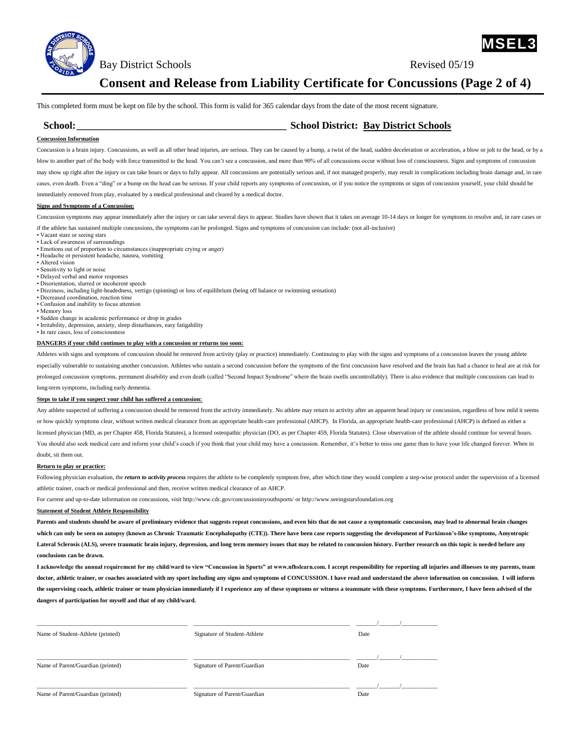MSEL3

Bay District Schools — Revised 05/19

# Consent and Release from Liability Certificate for Concussions (Page 2 of 4)

This completed form must be kept on file by the school. This form is valid for 365 calendar days from the date of the most recent signature.

**School:** ____________________________________________ **School District:** **Bay District Schools**

**Concussion Information**

Concussion is a brain injury. Concussions, as well as all other head injuries, are serious. They can be caused by a bump, a twist of the head, sudden deceleration or acceleration, a blow or jolt to the head, or by a blow to another part of the body with force transmitted to the head. You can't see a concussion, and more than 90% of all concussions occur without loss of consciousness. Signs and symptoms of concussion may show up right after the injury or can take hours or days to fully appear. All concussions are potentially serious and, if not managed properly, may result in complications including brain damage and, in rare cases, even death. Even a "ding" or a bump on the head can be serious. If your child reports any symptoms of concussion, or if you notice the symptoms or signs of concussion yourself, your child should be immediately removed from play, evaluated by a medical professional and cleared by a medical doctor.

**Signs and Symptoms of a Concussion:**

Concussion symptoms may appear immediately after the injury or can take several days to appear. Studies have shown that it takes on average 10-14 days or longer for symptoms to resolve and, in rare cases or if the athlete has sustained multiple concussions, the symptoms can be prolonged. Signs and symptoms of concussion can include: (not all-inclusive)

- Vacant stare or seeing stars
- Lack of awareness of surroundings
- Emotions out of proportion to circumstances (inappropriate crying or anger)
- Headache or persistent headache, nausea, vomiting
- Altered vision
- Sensitivity to light or noise
- Delayed verbal and motor responses
- Disorientation, slurred or incoherent speech
- Dizziness, including light-headedness, vertigo (spinning) or loss of equilibrium (being off balance or swimming sensation)
- Decreased coordination, reaction time
- Confusion and inability to focus attention
- Memory loss
- Sudden change in academic performance or drop in grades
- Irritability, depression, anxiety, sleep disturbances, easy fatigability
- In rare cases, loss of consciousness

**DANGERS if your child continues to play with a concussion or returns too soon:**

Athletes with signs and symptoms of concussion should be removed from activity (play or practice) immediately. Continuing to play with the signs and symptoms of a concussion leaves the young athlete especially vulnerable to sustaining another concussion. Athletes who sustain a second concussion before the symptoms of the first concussion have resolved and the brain has had a chance to heal are at risk for prolonged concussion symptoms, permanent disability and even death (called "Second Impact Syndrome" where the brain swells uncontrollably). There is also evidence that multiple concussions can lead to long-term symptoms, including early dementia.

**Steps to take if you suspect your child has suffered a concussion:**

Any athlete suspected of suffering a concussion should be removed from the activity immediately. No athlete may return to activity after an apparent head injury or concussion, regardless of how mild it seems or how quickly symptoms clear, without written medical clearance from an appropriate health-care professional (AHCP). In Florida, an appropriate health-care professional (AHCP) is defined as either a licensed physician (MD, as per Chapter 458, Florida Statutes), a licensed osteopathic physician (DO, as per Chapter 459, Florida Statutes). Close observation of the athlete should continue for several hours. You should also seek medical care and inform your child's coach if you think that your child may have a concussion. Remember, it's better to miss one game than to have your life changed forever. When in doubt, sit them out.

**Return to play or practice:**

Following physician evaluation, the ***return to activity process*** requires the athlete to be completely symptom free, after which time they would complete a step-wise protocol under the supervision of a licensed athletic trainer, coach or medical professional and then, receive written medical clearance of an AHCP.

For current and up-to-date information on concussions, visit http://www.cdc.gov/concussioninyouthsports/ or http://www.seeingstarsfoundation.org

**Statement of Student Athlete Responsibility**

**Parents and students should be aware of preliminary evidence that suggests repeat concussions, and even hits that do not cause a symptomatic concussion, may lead to abnormal brain changes which can only be seen on autopsy (known as Chronic Traumatic Encephalopathy (CTE)). There have been case reports suggesting the development of Parkinson's-like symptoms, Amyotropic Lateral Sclerosis (ALS), severe traumatic brain injury, depression, and long term memory issues that may be related to concussion history. Further research on this topic is needed before any conclusions can be drawn.**

**I acknowledge the annual requirement for my child/ward to view "Concussion in Sports" at www.nfhslearn.com. I accept responsibility for reporting all injuries and illnesses to my parents, team doctor, athletic trainer, or coaches associated with my sport including any signs and symptoms of CONCUSSION. I have read and understand the above information on concussion. I will inform the supervising coach, athletic trainer or team physician immediately if I experience any of these symptoms or witness a teammate with these symptoms. Furthermore, I have been advised of the dangers of participation for myself and that of my child/ward.**

| | | |
|---|---|---|
| ______________________________ | ______________________________ | ____/____/______ |
| Name of Student-Athlete (printed) | Signature of Student-Athlete | Date |
| ______________________________ | ______________________________ | ____/____/______ |
| Name of Parent/Guardian (printed) | Signature of Parent/Guardian | Date |
| ______________________________ | ______________________________ | ____/____/______ |
| Name of Parent/Guardian (printed) | Signature of Parent/Guardian | Date |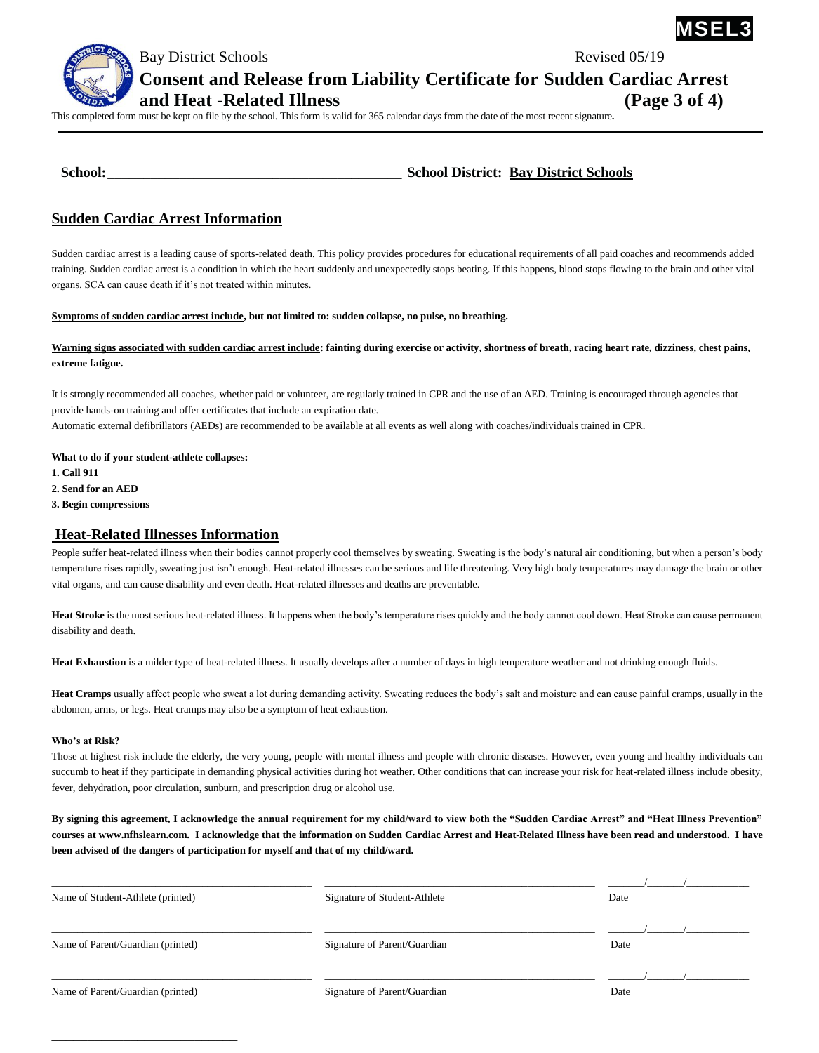MSEL3

Bay District Schools — Revised 05/19

# Consent and Release from Liability Certificate for Sudden Cardiac Arrest and Heat -Related Illness (Page 3 of 4)

This completed form must be kept on file by the school. This form is valid for 365 calendar days from the date of the most recent signature.

**School:** ____________________________________________ **School District:** **Bay District Schools**

## Sudden Cardiac Arrest Information

Sudden cardiac arrest is a leading cause of sports-related death. This policy provides procedures for educational requirements of all paid coaches and recommends added training. Sudden cardiac arrest is a condition in which the heart suddenly and unexpectedly stops beating. If this happens, blood stops flowing to the brain and other vital organs. SCA can cause death if it's not treated within minutes.

**Symptoms of sudden cardiac arrest include, but not limited to: sudden collapse, no pulse, no breathing.**

**Warning signs associated with sudden cardiac arrest include: fainting during exercise or activity, shortness of breath, racing heart rate, dizziness, chest pains, extreme fatigue.**

It is strongly recommended all coaches, whether paid or volunteer, are regularly trained in CPR and the use of an AED. Training is encouraged through agencies that provide hands-on training and offer certificates that include an expiration date.
Automatic external defibrillators (AEDs) are recommended to be available at all events as well along with coaches/individuals trained in CPR.

**What to do if your student-athlete collapses:**

1. **Call 911**
2. **Send for an AED**
3. **Begin compressions**

## Heat-Related Illnesses Information

People suffer heat-related illness when their bodies cannot properly cool themselves by sweating. Sweating is the body's natural air conditioning, but when a person's body temperature rises rapidly, sweating just isn't enough. Heat-related illnesses can be serious and life threatening. Very high body temperatures may damage the brain or other vital organs, and can cause disability and even death. Heat-related illnesses and deaths are preventable.

**Heat Stroke** is the most serious heat-related illness. It happens when the body's temperature rises quickly and the body cannot cool down. Heat Stroke can cause permanent disability and death.

**Heat Exhaustion** is a milder type of heat-related illness. It usually develops after a number of days in high temperature weather and not drinking enough fluids.

**Heat Cramps** usually affect people who sweat a lot during demanding activity. Sweating reduces the body's salt and moisture and can cause painful cramps, usually in the abdomen, arms, or legs. Heat cramps may also be a symptom of heat exhaustion.

**Who's at Risk?**

Those at highest risk include the elderly, the very young, people with mental illness and people with chronic diseases. However, even young and healthy individuals can succumb to heat if they participate in demanding physical activities during hot weather. Other conditions that can increase your risk for heat-related illness include obesity, fever, dehydration, poor circulation, sunburn, and prescription drug or alcohol use.

**By signing this agreement, I acknowledge the annual requirement for my child/ward to view both the "Sudden Cardiac Arrest" and "Heat Illness Prevention" courses at www.nfhslearn.com. I acknowledge that the information on Sudden Cardiac Arrest and Heat-Related Illness have been read and understood. I have been advised of the dangers of participation for myself and that of my child/ward.**

| | | |
|---|---|---|
| ____________________ | ____________________ | ____/____/______ |
| Name of Student-Athlete (printed) | Signature of Student-Athlete | Date |
| ____________________ | ____________________ | ____/____/______ |
| Name of Parent/Guardian (printed) | Signature of Parent/Guardian | Date |
| ____________________ | ____________________ | ____/____/______ |
| Name of Parent/Guardian (printed) | Signature of Parent/Guardian | Date |

____________________________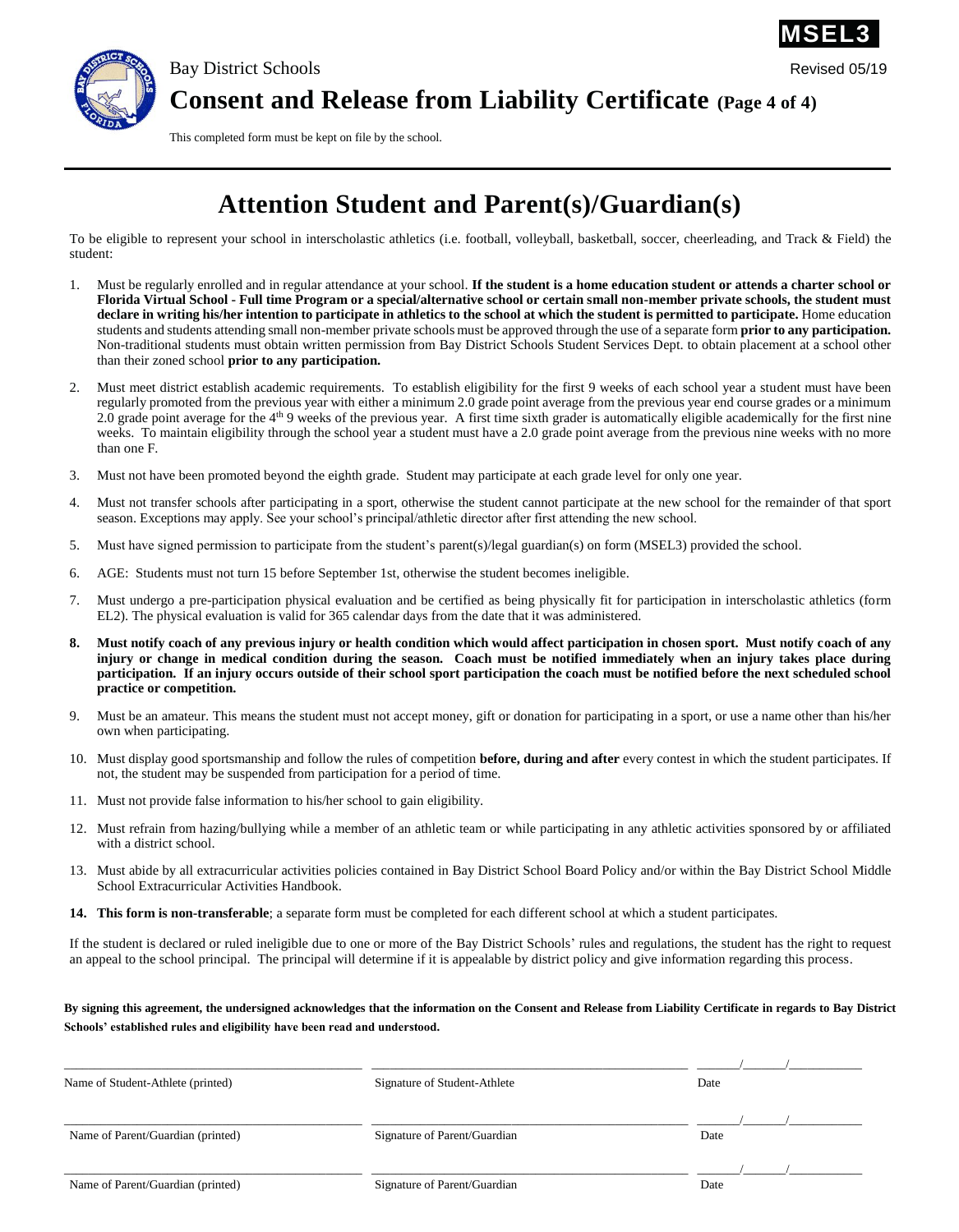MSEL3

Bay District Schools

Revised 05/19

# Consent and Release from Liability Certificate (Page 4 of 4)

This completed form must be kept on file by the school.

# Attention Student and Parent(s)/Guardian(s)

To be eligible to represent your school in interscholastic athletics (i.e. football, volleyball, basketball, soccer, cheerleading, and Track & Field) the student:

1. Must be regularly enrolled and in regular attendance at your school. **If the student is a home education student or attends a charter school or Florida Virtual School - Full time Program or a special/alternative school or certain small non-member private schools, the student must declare in writing his/her intention to participate in athletics to the school at which the student is permitted to participate.** Home education students and students attending small non-member private schools must be approved through the use of a separate form **prior to any participation.** Non-traditional students must obtain written permission from Bay District Schools Student Services Dept. to obtain placement at a school other than their zoned school **prior to any participation.**
2. Must meet district establish academic requirements. To establish eligibility for the first 9 weeks of each school year a student must have been regularly promoted from the previous year with either a minimum 2.0 grade point average from the previous year end course grades or a minimum 2.0 grade point average for the 4th 9 weeks of the previous year. A first time sixth grader is automatically eligible academically for the first nine weeks. To maintain eligibility through the school year a student must have a 2.0 grade point average from the previous nine weeks with no more than one F.
3. Must not have been promoted beyond the eighth grade. Student may participate at each grade level for only one year.
4. Must not transfer schools after participating in a sport, otherwise the student cannot participate at the new school for the remainder of that sport season. Exceptions may apply. See your school's principal/athletic director after first attending the new school.
5. Must have signed permission to participate from the student's parent(s)/legal guardian(s) on form (MSEL3) provided the school.
6. AGE: Students must not turn 15 before September 1st, otherwise the student becomes ineligible.
7. Must undergo a pre-participation physical evaluation and be certified as being physically fit for participation in interscholastic athletics (form EL2). The physical evaluation is valid for 365 calendar days from the date that it was administered.
8. **Must notify coach of any previous injury or health condition which would affect participation in chosen sport. Must notify coach of any injury or change in medical condition during the season. Coach must be notified immediately when an injury takes place during participation. If an injury occurs outside of their school sport participation the coach must be notified before the next scheduled school practice or competition.**
9. Must be an amateur. This means the student must not accept money, gift or donation for participating in a sport, or use a name other than his/her own when participating.
10. Must display good sportsmanship and follow the rules of competition **before, during and after** every contest in which the student participates. If not, the student may be suspended from participation for a period of time.
11. Must not provide false information to his/her school to gain eligibility.
12. Must refrain from hazing/bullying while a member of an athletic team or while participating in any athletic activities sponsored by or affiliated with a district school.
13. Must abide by all extracurricular activities policies contained in Bay District School Board Policy and/or within the Bay District School Middle School Extracurricular Activities Handbook.
14. **This form is non-transferable**; a separate form must be completed for each different school at which a student participates.

If the student is declared or ruled ineligible due to one or more of the Bay District Schools' rules and regulations, the student has the right to request an appeal to the school principal. The principal will determine if it is appealable by district policy and give information regarding this process.

**By signing this agreement, the undersigned acknowledges that the information on the Consent and Release from Liability Certificate in regards to Bay District Schools' established rules and eligibility have been read and understood.**

| | | |
|---|---|---|
| _______________________________ | _______________________________ | ____/____/______ |
| Name of Student-Athlete (printed) | Signature of Student-Athlete | Date |
| _______________________________ | _______________________________ | ____/____/______ |
| Name of Parent/Guardian (printed) | Signature of Parent/Guardian | Date |
| _______________________________ | _______________________________ | ____/____/______ |
| Name of Parent/Guardian (printed) | Signature of Parent/Guardian | Date |